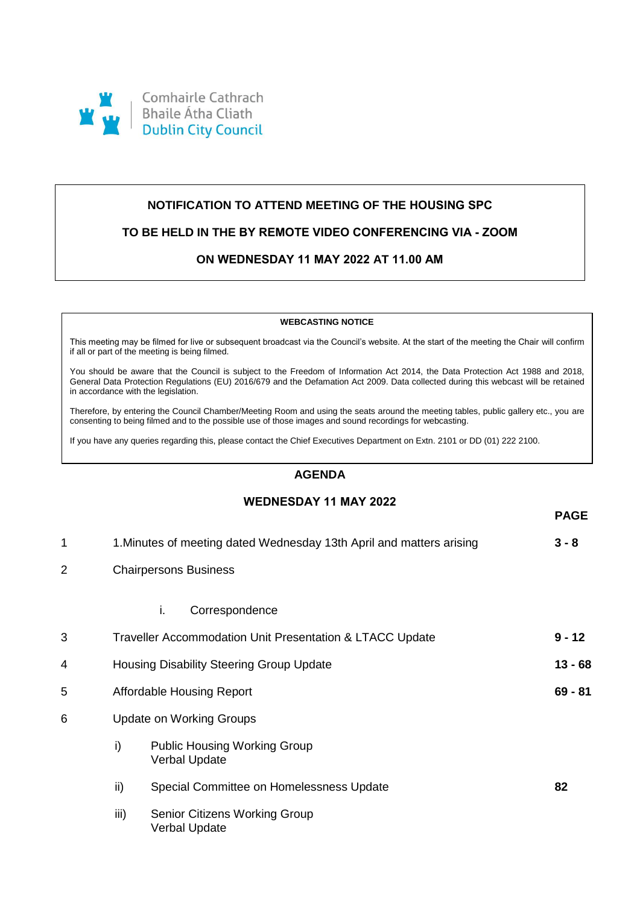Comhairle Cathrach
Bhaile Átha Cliath
Dublin City Council

**NOTIFICATION TO ATTEND MEETING OF THE HOUSING SPC**

**TO BE HELD IN THE BY REMOTE VIDEO CONFERENCING VIA - ZOOM**

**ON WEDNESDAY 11 MAY 2022 AT 11.00 AM**

**WEBCASTING NOTICE**

This meeting may be filmed for live or subsequent broadcast via the Council's website. At the start of the meeting the Chair will confirm if all or part of the meeting is being filmed.

You should be aware that the Council is subject to the Freedom of Information Act 2014, the Data Protection Act 1988 and 2018, General Data Protection Regulations (EU) 2016/679 and the Defamation Act 2009. Data collected during this webcast will be retained in accordance with the legislation.

Therefore, by entering the Council Chamber/Meeting Room and using the seats around the meeting tables, public gallery etc., you are consenting to being filmed and to the possible use of those images and sound recordings for webcasting.

If you have any queries regarding this, please contact the Chief Executives Department on Extn. 2101 or DD (01) 222 2100.

## AGENDA

## WEDNESDAY 11 MAY 2022

| | | | PAGE |
|---|---|---|---|
| 1 | 1.Minutes of meeting dated Wednesday 13th April and matters arising | | **3 - 8** |
| 2 | Chairpersons Business | | |
| | i. | Correspondence | |
| 3 | Traveller Accommodation Unit Presentation & LTACC Update | | **9 - 12** |
| 4 | Housing Disability Steering Group Update | | **13 - 68** |
| 5 | Affordable Housing Report | | **69 - 81** |
| 6 | Update on Working Groups | | |
| | i) | Public Housing Working Group<br>Verbal Update | |
| | ii) | Special Committee on Homelessness Update | **82** |
| | iii) | Senior Citizens Working Group<br>Verbal Update | |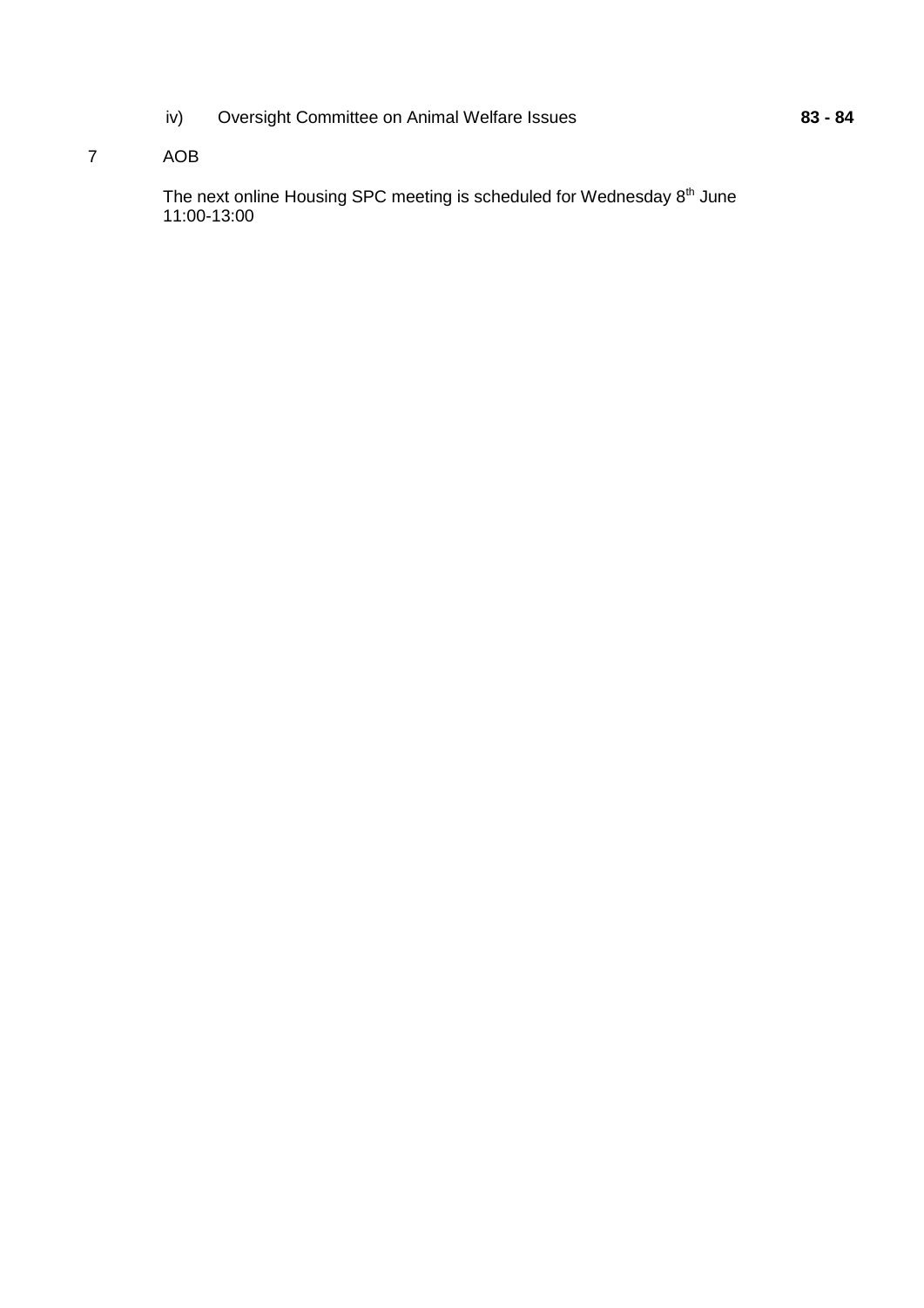iv) Oversight Committee on Animal Welfare Issues **83 - 84**

7 AOB

The next online Housing SPC meeting is scheduled for Wednesday 8th June 11:00-13:00